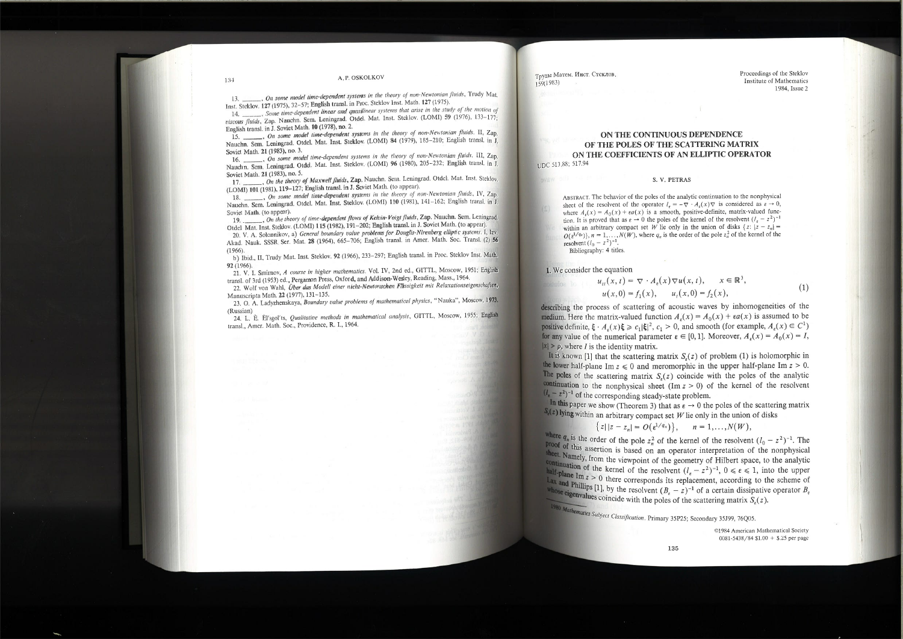13. ______, *On some model time-dependent systems in the theory of non-Newtonian fluids*, Trudy Mat. Inst. Steklov. **127** (1975), 32–57; English transl. in Proc. Steklov Inst. Math. **127** (1975).

14. ______, *Some time-dependent linear and quasilinear systems that arise in the study of the motion of viscous fluids*, Zap. Nauchn. Sem. Leningrad. Otdel. Mat. Inst. Steklov. (LOMI) **59** (1976), 133–177; English transl. in J. Soviet Math. **10** (1978), no. 2.

15. ______, *On some model time-dependent systems in the theory of non-Newtonian fluids*. II, Zap. Nauchn. Sem. Leningrad. Otdel. Mat. Inst. Steklov. (LOMI) **84** (1979), 185–210; English transl. in J. Soviet Math. **21** (1983), no. 3.

16. ______, *On some model time-dependent systems in the theory of non-Newtonian fluids*. III, Zap. Nauchn. Sem. Leningrad. Otdel. Mat. Inst. Steklov. (LOMI) **96** (1980), 205–232; English transl. in J. Soviet Math. **21** (1983), no. 5.

17. ______, *On the theory of Maxwell fluids*, Zap. Nauchn. Sem. Leningrad. Otdel. Mat. Inst. Steklov. (LOMI) **101** (1981), 119–127; English transl. in J. Soviet Math. (to appear).

18. ______, *On some model time-dependent systems in the theory of non-Newtonian fluids*. IV, Zap. Nauchn. Sem. Leningrad. Otdel. Mat. Inst. Steklov. (LOMI) **110** (1981), 141–162; English transl. in J. Soviet Math. (to appear).

19. ______, *On the theory of time-dependent flows of Kelvin-Voigt fluids*, Zap. Nauchn. Sem. Leningrad. Otdel Mat. Inst. Steklov. (LOMI) **115** (1982), 191–202; English transl. in J. Soviet Math. (to appear).

20. V. A. Solonnikov, a) *General boundary value problems for Douglis-Nirenberg elliptic systems*. I, Izv. Akad. Nauk. SSSR Ser. Mat. **28** (1964), 665–706; English transl. in Amer. Math. Soc. Transl. (2) **56** (1966).

b) Ibid., II, Trudy Mat. Inst. Steklov. **92** (1966), 233–297; English transl. in Proc. Steklov Inst. Math. **92** (1966).

21. V. I. Smirnov, *A course in higher mathematics*. Vol. IV, 2nd ed., GITTL, Moscow, 1951; English transl. of 3rd (1953) ed., Pergamon Press, Oxford, and Addison-Wesley, Reading, Mass., 1964.

22. Wolf von Wahl, *Über das Modell einer nicht-Newtonschen Flüssigkeit mit Relaxationseigenschaften*, Manuscripta Math. **22** (1977), 131–135.

23. O. A. Ladyzhenskaya, *Boundary value problems of mathematical physics*, "Nauka", Moscow, 1973. (Russian)

24. L. È. Él'sgol'ts, *Qualitative methods in mathematical analysis*, GITTL, Moscow, 1955; English transl., Amer. Math. Soc., Providence, R. I., 1964.

Труды Матем. Инст. Стеклов.
159(1983)

Proceedings of the Steklov Institute of Mathematics
1984, Issue 2

# ON THE CONTINUOUS DEPENDENCE OF THE POLES OF THE SCATTERING MATRIX ON THE COEFFICIENTS OF AN ELLIPTIC OPERATOR

UDC 513.88; 517.94

S. V. PETRAS

ABSTRACT. The behavior of the poles of the analytic continuation to the nonphysical sheet of the resolvent of the operator $l_\varepsilon = -\nabla \cdot A_\varepsilon(x)\nabla$ is considered as $\varepsilon \to 0$, where $A_\varepsilon(x) = A_0(x) + \varepsilon a(x)$ is a smooth, positive-definite, matrix-valued function. It is proved that as $\varepsilon \to 0$ the poles of the kernel of the resolvent $(l_\varepsilon - z^2)^{-1}$ within an arbitrary compact set $W$ lie only in the union of disks $\{z\colon |z - z_n| = O(\varepsilon^{1/q_n})\}$, $n = 1, \ldots, N(W)$, where $q_n$ is the order of the pole $z_n^2$ of the kernel of the resolvent $(l_0 - z^2)^{-1}$.

Bibliography: 4 titles.

**1.** We consider the equation

$$u_{tt}(x,t) = \nabla \cdot A_\varepsilon(x)\nabla u(x,t), \qquad x \in \mathbf{R}^3,$$
$$u(x,0) = f_1(x), \qquad u_t(x,0) = f_2(x), \tag{1}$$

describing the process of scattering of acoustic waves by inhomogeneities of the medium. Here the matrix-valued function $A_\varepsilon(x) = A_0(x) + \varepsilon a(x)$ is assumed to be positive definite, $\xi \cdot A_\varepsilon(x)\xi \geqslant c_1|\xi|^2$, $c_1 > 0$, and smooth (for example, $A_\varepsilon(x) \in C^1$) for any value of the numerical parameter $\varepsilon \in [0,1]$. Moreover, $A_\varepsilon(x) = A_0(x) = I$, $|x| > \rho$, where $I$ is the identity matrix.

It is known [1] that the scattering matrix $S_\varepsilon(z)$ of problem (1) is holomorphic in the lower half-plane $\operatorname{Im} z \leqslant 0$ and meromorphic in the upper half-plane $\operatorname{Im} z > 0$. The poles of the scattering matrix $S_\varepsilon(z)$ coincide with the poles of the analytic continuation to the nonphysical sheet ($\operatorname{Im} z > 0$) of the kernel of the resolvent $(l_\varepsilon - z^2)^{-1}$ of the corresponding steady-state problem.

In this paper we show (Theorem 3) that as $\varepsilon \to 0$ the poles of the scattering matrix $S_\varepsilon(z)$ lying within an arbitrary compact set $W$ lie only in the union of disks

$$\{z \,|\, |z - z_n| = O(\varepsilon^{1/q_n})\}, \qquad n = 1, \ldots, N(W),$$

where $q_n$ is the order of the pole $z_n^2$ of the kernel of the resolvent $(l_0 - z^2)^{-1}$. The proof of this assertion is based on an operator interpretation of the nonphysical sheet. Namely, from the viewpoint of the geometry of Hilbert space, to the analytic continuation of the kernel of the resolvent $(l_\varepsilon - z^2)^{-1}$, $0 \leqslant \varepsilon \leqslant 1$, into the upper half-plane $\operatorname{Im} z > 0$ there corresponds its replacement, according to the scheme of Lax and Phillips [1], by the resolvent $(B_\varepsilon - z)^{-1}$ of a certain dissipative operator $B_\varepsilon$ whose eigenvalues coincide with the poles of the scattering matrix $S_\varepsilon(z)$.

1980 *Mathematics Subject Classification*. Primary 35P25; Secondary 35J99, 76Q05.

©1984 American Mathematical Society
0081-5438/84 $1.00 + $.25 per page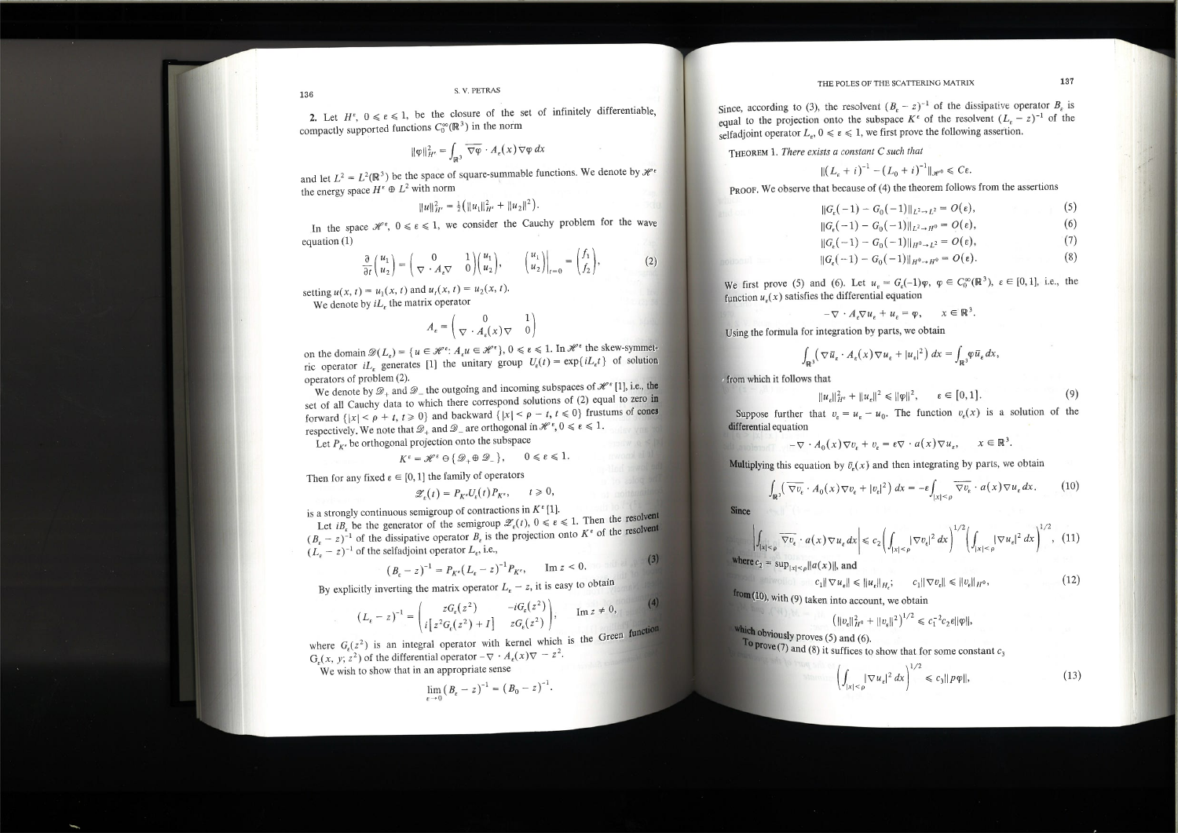**2.** Let $H^\varepsilon$, $0 \leqslant \varepsilon \leqslant 1$, be the closure of the set of infinitely differentiable, compactly supported functions $C_0^\infty(\mathbb{R}^3)$ in the norm

$$\|\varphi\|_{H^\varepsilon}^2 = \int_{\mathbb{R}^3} \overline{\nabla\varphi} \cdot A_\varepsilon(x)\nabla\varphi\, dx$$

and let $L^2 = L^2(\mathbb{R}^3)$ be the space of square-summable functions. We denote by $\mathscr{H}^\varepsilon$ the energy space $H^\varepsilon \oplus L^2$ with norm

$$\|u\|_{\mathscr{H}^\varepsilon}^2 = \tfrac{1}{2}\left(\|u_1\|_{H^\varepsilon}^2 + \|u_2\|^2\right).$$

In the space $\mathscr{H}^\varepsilon$, $0 \leqslant \varepsilon \leqslant 1$, we consider the Cauchy problem for the wave equation (1)

$$\frac{\partial}{\partial t}\begin{pmatrix} u_1 \\ u_2 \end{pmatrix} = \begin{pmatrix} 0 & 1 \\ \nabla \cdot A_\varepsilon \nabla & 0 \end{pmatrix}\begin{pmatrix} u_1 \\ u_2 \end{pmatrix}, \qquad \begin{pmatrix} u_1 \\ u_2 \end{pmatrix}\bigg|_{t=0} = \begin{pmatrix} f_1 \\ f_2 \end{pmatrix}, \tag{2}$$

setting $u(x,t) = u_1(x,t)$ and $u_t(x,t) = u_2(x,t)$.

We denote by $iL_\varepsilon$ the matrix operator

$$A_\varepsilon = \begin{pmatrix} 0 & 1 \\ \nabla \cdot A_\varepsilon(x)\nabla & 0 \end{pmatrix}$$

on the domain $\mathscr{D}(L_\varepsilon) = \{u \in \mathscr{H}^\varepsilon : A_\varepsilon u \in \mathscr{H}^\varepsilon\}$, $0 \leqslant \varepsilon \leqslant 1$. In $\mathscr{H}^\varepsilon$ the skew-symmetric operator $iL_\varepsilon$ generates [1] the unitary group $U_\varepsilon(t) = \exp\{iL_\varepsilon t\}$ of solution operators of problem (2).

We denote by $\mathscr{D}_+$ and $\mathscr{D}_-$ the outgoing and incoming subspaces of $\mathscr{H}^\varepsilon$ [1], i.e., the set of all Cauchy data to which there correspond solutions of (2) equal to zero in forward $\{|x| < \rho + t,\ t \geqslant 0\}$ and backward $\{|x| < \rho - t,\ t \leqslant 0\}$ frustums of cones respectively. We note that $\mathscr{D}_+$ and $\mathscr{D}_-$ are orthogonal in $\mathscr{H}^\varepsilon$, $0 \leqslant \varepsilon \leqslant 1$.

Let $P_{K^\varepsilon}$ be orthogonal projection onto the subspace

$$K^\varepsilon = \mathscr{H}^\varepsilon \ominus \{\mathscr{D}_+ \oplus \mathscr{D}_-\}, \qquad 0 \leqslant \varepsilon \leqslant 1.$$

Then for any fixed $\varepsilon \in [0,1]$ the family of operators

$$\mathscr{Z}_\varepsilon(t) = P_{K^\varepsilon} U_\varepsilon(t) P_{K^\varepsilon}, \qquad t \geqslant 0,$$

is a strongly continuous semigroup of contractions in $K^\varepsilon$ [1].

Let $iB_\varepsilon$ be the generator of the semigroup $\mathscr{Z}_\varepsilon(t)$, $0 \leqslant \varepsilon \leqslant 1$. Then the resolvent $(B_\varepsilon - z)^{-1}$ of the dissipative operator $B_\varepsilon$ is the projection onto $K^\varepsilon$ of the resolvent $(L_\varepsilon - z)^{-1}$ of the selfadjoint operator $L_\varepsilon$, i.e.,

$$(B_\varepsilon - z)^{-1} = P_{K^\varepsilon}(L_\varepsilon - z)^{-1} P_{K^\varepsilon}, \qquad \operatorname{Im} z < 0. \tag{3}$$

By explicitly inverting the matrix operator $L_\varepsilon - z$, it is easy to obtain

$$(L_\varepsilon - z)^{-1} = \begin{pmatrix} zG_\varepsilon(z^2) & -iG_\varepsilon(z^2) \\ i\left[z^2 G_\varepsilon(z^2) + I\right] & zG_\varepsilon(z^2) \end{pmatrix}, \qquad \operatorname{Im} z \neq 0, \tag{4}$$

where $G_\varepsilon(z^2)$ is an integral operator with kernel which is the Green function $G_\varepsilon(x, y; z^2)$ of the differential operator $-\nabla \cdot A_\varepsilon(x)\nabla - z^2$.

We wish to show that in an appropriate sense

$$\lim_{\varepsilon \to 0}(B_\varepsilon - z)^{-1} = (B_0 - z)^{-1}.$$

Since, according to (3), the resolvent $(B_\varepsilon - z)^{-1}$ of the dissipative operator $B_\varepsilon$ is equal to the projection onto the subspace $K^\varepsilon$ of the resolvent $(L_\varepsilon - z)^{-1}$ of the selfadjoint operator $L_\varepsilon$, $0 \leqslant \varepsilon \leqslant 1$, we first prove the following assertion.

**THEOREM 1.** *There exists a constant $C$ such that*

$$\|(L_\varepsilon + i)^{-1} - (L_0 + i)^{-1}\|_{\mathscr{H}^0} \leqslant C\varepsilon.$$

PROOF. We observe that because of (4) the theorem follows from the assertions

$$\|G_\varepsilon(-1) - G_0(-1)\|_{L^2 \to L^2} = O(\varepsilon), \tag{5}$$

$$\|G_\varepsilon(-1) - G_0(-1)\|_{L^2 \to H^0} = O(\varepsilon), \tag{6}$$

$$\|G_\varepsilon(-1) - G_0(-1)\|_{H^0 \to L^2} = O(\varepsilon), \tag{7}$$

$$\|G_\varepsilon(-1) - G_0(-1)\|_{H^0 \to H^0} = O(\varepsilon). \tag{8}$$

We first prove (5) and (6). Let $u_\varepsilon = G_\varepsilon(-1)\varphi$, $\varphi \in C_0^\infty(\mathbb{R}^3)$, $\varepsilon \in [0,1]$, i.e., the function $u_\varepsilon(x)$ satisfies the differential equation

$$-\nabla \cdot A_\varepsilon \nabla u_\varepsilon + u_\varepsilon = \varphi, \qquad x \in \mathbb{R}^3.$$

Using the formula for integration by parts, we obtain

$$\int_{\mathbb{R}^3}\left(\nabla\bar{u}_\varepsilon \cdot A_\varepsilon(x)\nabla u_\varepsilon + |u_\varepsilon|^2\right)dx = \int_{\mathbb{R}^3}\varphi\bar{u}_\varepsilon\, dx,$$

from which it follows that

$$\|u_\varepsilon\|_{H^\varepsilon}^2 + \|u_\varepsilon\|^2 \leqslant \|\varphi\|^2, \qquad \varepsilon \in [0,1]. \tag{9}$$

Suppose further that $v_\varepsilon = u_\varepsilon - u_0$. The function $v_\varepsilon(x)$ is a solution of the differential equation

$$-\nabla \cdot A_0(x)\nabla v_\varepsilon + v_\varepsilon = \varepsilon\nabla \cdot a(x)\nabla u_\varepsilon, \qquad x \in \mathbb{R}^3.$$

Multiplying this equation by $\bar{v}_\varepsilon(x)$ and then integrating by parts, we obtain

$$\int_{\mathbb{R}^3}\left(\overline{\nabla v_\varepsilon} \cdot A_0(x)\nabla v_\varepsilon + |v_\varepsilon|^2\right)dx = -\varepsilon\int_{|x|<\rho}\overline{\nabla v_\varepsilon} \cdot a(x)\nabla u_\varepsilon\, dx. \tag{10}$$

Since

$$\left|\int_{|x|<\rho}\overline{\nabla v_\varepsilon} \cdot a(x)\nabla u_\varepsilon\, dx\right| \leqslant c_2\left(\int_{|x|<\rho}|\nabla v_\varepsilon|^2\, dx\right)^{1/2}\left(\int_{|x|<\rho}|\nabla u_\varepsilon|^2\, dx\right)^{1/2}, \tag{11}$$

where $c_2 = \sup_{|x|<\rho}\|a(x)\|$, and

$$c_1\|\nabla u_\varepsilon\| \leqslant \|u_\varepsilon\|_{H_\varepsilon}; \qquad c_1\|\nabla v_\varepsilon\| \leqslant \|v_\varepsilon\|_{H^0}, \tag{12}$$

from (10), with (9) taken into account, we obtain

$$\left(\|v_\varepsilon\|_{H^0}^2 + \|v_\varepsilon\|^2\right)^{1/2} \leqslant c_1^{-2}c_2\varepsilon\|\varphi\|,$$

which obviously proves (5) and (6).

To prove (7) and (8) it suffices to show that for some constant $c_3$

$$\left(\int_{|x|<\rho}|\nabla u_\varepsilon|^2\, dx\right)^{1/2} \leqslant c_3\|P\varphi\|, \tag{13}$$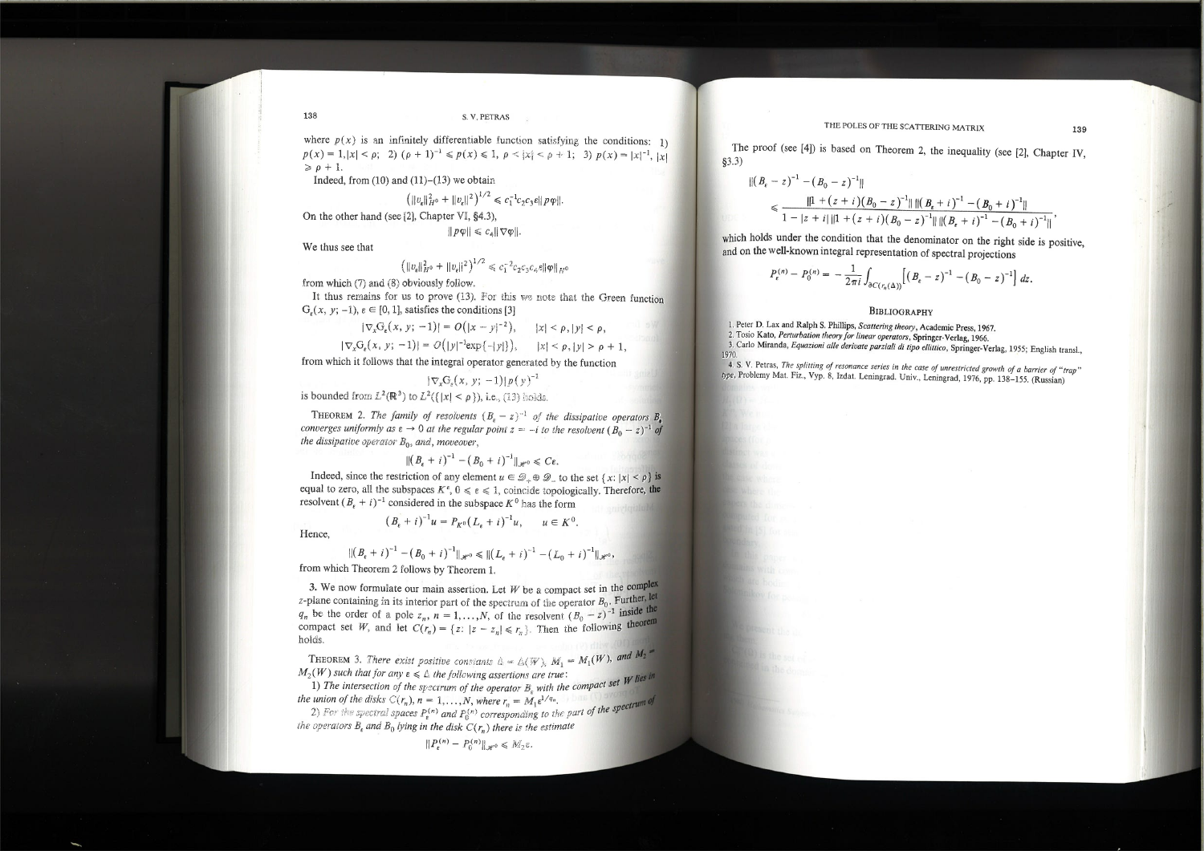where $p(x)$ is an infinitely differentiable function satisfying the conditions: 1) $p(x) = 1, |x| < \rho$; 2) $(\rho + 1)^{-1} \leqslant p(x) \leqslant 1$, $\rho < |x| < \rho + 1$; 3) $p(x) = |x|^{-1}$, $|x| \geqslant \rho + 1$.

Indeed, from (10) and (11)–(13) we obtain

$$\left(\|v_\varepsilon\|^2_{\dot{H}^0} + \|v_\varepsilon\|^2\right)^{1/2} \leqslant c_1^{-1} c_2 c_3 \varepsilon \|p\varphi\|.$$

On the other hand (see [2], Chapter VI, §4.3),

$$\|p\varphi\| \leqslant c_4 \|\nabla\varphi\|.$$

We thus see that

$$\left(\|v_\varepsilon\|^2_{\dot{H}^0} + \|v_\varepsilon\|^2\right)^{1/2} \leqslant c_1^{-2} c_2 c_3 c_4 \varepsilon \|\varphi\|_{\dot{H}^0}$$

from which (7) and (8) obviously follow.

It thus remains for us to prove (13). For this we note that the Green function $G_\varepsilon(x, y; -1)$, $\varepsilon \in [0, 1]$, satisfies the conditions [3]

$$|\nabla_x G_\varepsilon(x, y; -1)| = O(|x - y|^{-2}), \qquad |x| < \rho, |y| < \rho,$$

$$|\nabla_x G_\varepsilon(x, y; -1)| = O(|y|^{-1}\exp\{-|y|\}), \qquad |x| < \rho, |y| > \rho + 1,$$

from which it follows that the integral operator generated by the function

$$|\nabla_x G_\varepsilon(x, y; -1)| p(y)^{-1}$$

is bounded from $L^2(\mathbf{R}^3)$ to $L^2(\{|x| < \rho\})$, i.e., (13) holds.

THEOREM 2. *The family of resolvents $(B_\varepsilon - z)^{-1}$ of the dissipative operators $B_\varepsilon$ converges uniformly as $\varepsilon \to 0$ at the regular point $z = -i$ to the resolvent $(B_0 - z)^{-1}$ of the dissipative operator $B_0$, and, moreover,*

$$\|(B_\varepsilon + i)^{-1} - (B_0 + i)^{-1}\|_{\mathscr{K}^0} \leqslant C\varepsilon.$$

Indeed, since the restriction of any element $u \in \mathscr{D}_+ \oplus \mathscr{D}_-$ to the set $\{x: |x| < \rho\}$ is equal to zero, all the subspaces $K^\varepsilon$, $0 \leqslant \varepsilon \leqslant 1$, coincide topologically. Therefore, the resolvent $(B_\varepsilon + i)^{-1}$ considered in the subspace $K^0$ has the form

$$(B_\varepsilon + i)^{-1} u = P_{K^0}(L_\varepsilon + i)^{-1} u, \qquad u \in K^0.$$

Hence,

$$\|(B_\varepsilon + i)^{-1} - (B_0 + i)^{-1}\|_{\mathscr{K}^0} \leqslant \|(L_\varepsilon + i)^{-1} - (L_0 + i)^{-1}\|_{\mathscr{K}^0},$$

from which Theorem 2 follows by Theorem 1.

3. We now formulate our main assertion. Let $W$ be a compact set in the complex $z$-plane containing in its interior part of the spectrum of the operator $B_0$. Further, let $q_n$ be the order of a pole $z_n$, $n = 1, \ldots, N$, of the resolvent $(B_0 - z)^{-1}$ inside the compact set $W$, and let $C(r_n) = \{z: |z - z_n| \leqslant r_n\}$. Then the following theorem holds.

THEOREM 3. *There exist positive constants $\Delta = \Delta(W)$, $M_1 = M_1(W)$, and $M_2 = M_2(W)$ such that for any $\varepsilon \leqslant \Delta$ the following assertions are true:*

*1) The intersection of the spectrum of the operator $B_\varepsilon$ with the compact set $W$ lies in the union of the disks $C(r_n)$, $n = 1, \ldots, N$, where $r_n = M_1 \varepsilon^{1/q_n}$.*

*2) For the spectral spaces $P_\varepsilon^{(n)}$ and $P_0^{(n)}$ corresponding to the part of the spectrum of the operators $B_\varepsilon$ and $B_0$ lying in the disk $C(r_n)$ there is the estimate*

$$\|P_\varepsilon^{(n)} - P_0^{(n)}\|_{\mathscr{K}^0} \leqslant M_2 \varepsilon.$$

The proof (see [4]) is based on Theorem 2, the inequality (see [2], Chapter IV, §3.3)

$$\|(B_\varepsilon - z)^{-1} - (B_0 - z)^{-1}\|$$

$$\leqslant \frac{\|1 + (z + i)(B_0 - z)^{-1}\| \, \|(B_\varepsilon + i)^{-1} - (B_0 + i)^{-1}\|}{1 - |z + i| \, \|1 + (z + i)(B_0 - z)^{-1}\| \, \|(B_\varepsilon + i)^{-1} - (B_0 + i)^{-1}\|},$$

which holds under the condition that the denominator on the right side is positive, and on the well-known integral representation of spectral projections

$$P_\varepsilon^{(n)} - P_0^{(n)} = -\frac{1}{2\pi i}\int_{\partial C(r_n(\Delta))} \left[(B_\varepsilon - z)^{-1} - (B_0 - z)^{-1}\right] dz.$$

## BIBLIOGRAPHY

1. Peter D. Lax and Ralph S. Phillips, *Scattering theory*, Academic Press, 1967.
2. Tosio Kato, *Perturbation theory for linear operators*, Springer-Verlag, 1966.
3. Carlo Miranda, *Equazioni alle derivate parziali di tipo ellittico*, Springer-Verlag, 1955; English transl., 1970.
4. S. V. Petras, *The splitting of resonance series in the case of unrestricted growth of a barrier of "trap" type*, Problemy Mat. Fiz., Vyp. 8, Izdat. Leningrad. Univ., Leningrad, 1976, pp. 138–155. (Russian)